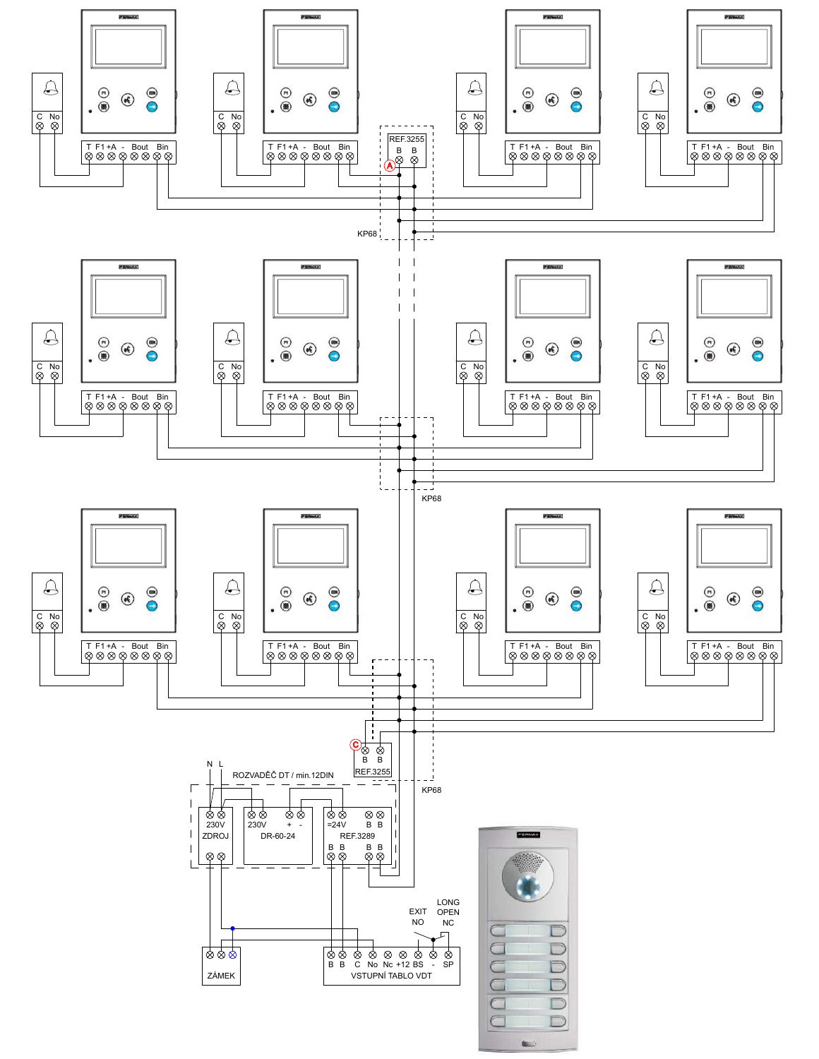REF.3255

B B

KP68

KP68

B B

REF.3255

KP68

N L

ROZVADĚČ DT / min.12DIN

230V

ZDROJ

230V

DR-60-24

+ -

=24V

B B

REF.3289

B B B B

ZÁMEK

EXIT NO

LONG OPEN NC

B B C No Nc +12 BS - SP

VSTUPNÍ TABLO VDT

T F1 +A - Bout Bin

C No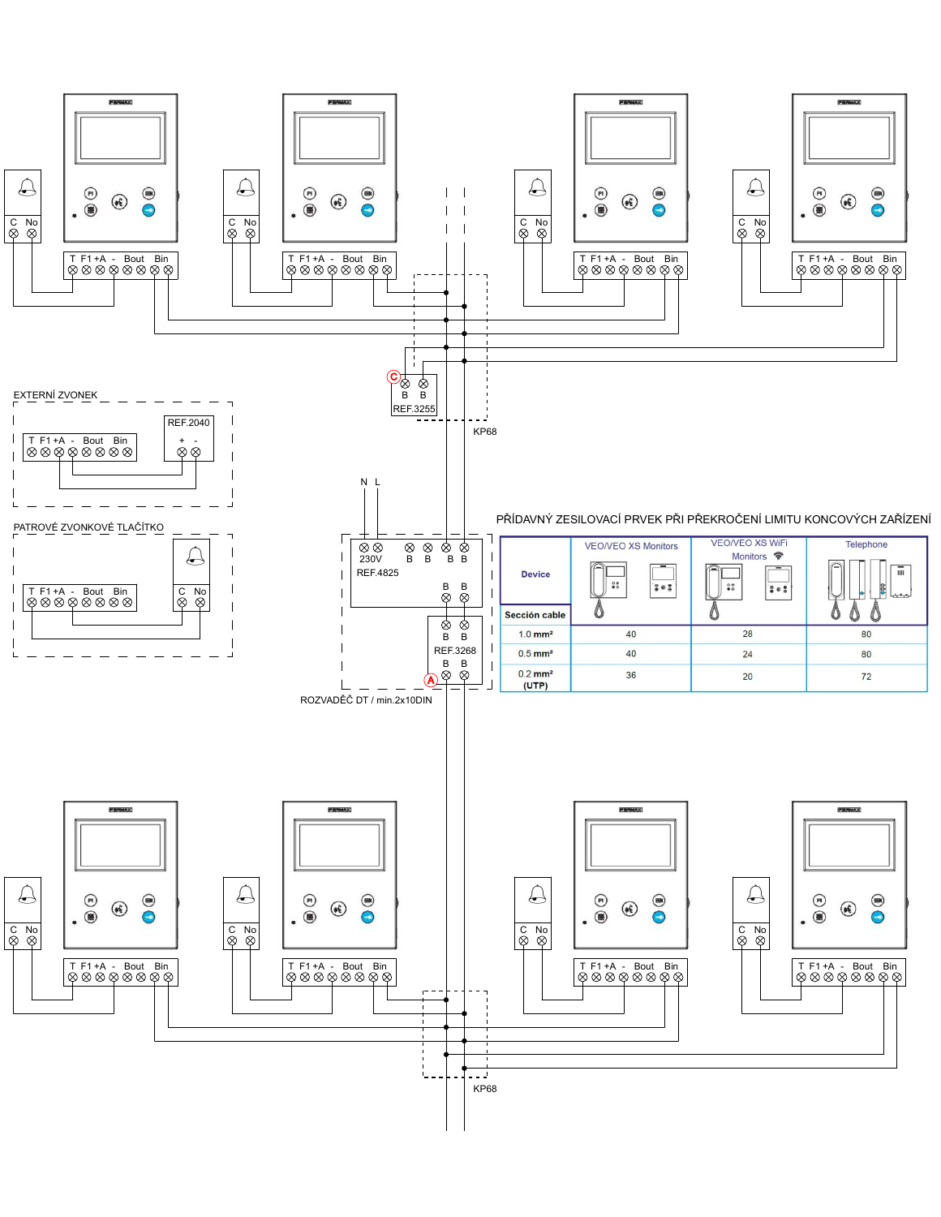EXTERNÍ ZVONEK

REF.2040

PATROVÉ ZVONKOVÉ TLAČÍTKO

KP68

N L

230V

REF.4825

REF.3268

REF.3255

ROZVADĚČ DT / min.2x10DIN

PŘÍDAVNÝ ZESILOVACÍ PRVEK PŘI PŘEKROČENÍ LIMITU KONCOVÝCH ZAŘÍZENÍ

| Device / Sección cable | VEO/VEO XS Monitors | VEO/VEO XS WiFi Monitors | Telephone |
|---|---|---|---|
| 1.0 mm² | 40 | 28 | 80 |
| 0.5 mm² | 40 | 24 | 80 |
| 0.2 mm² (UTP) | 36 | 20 | 72 |